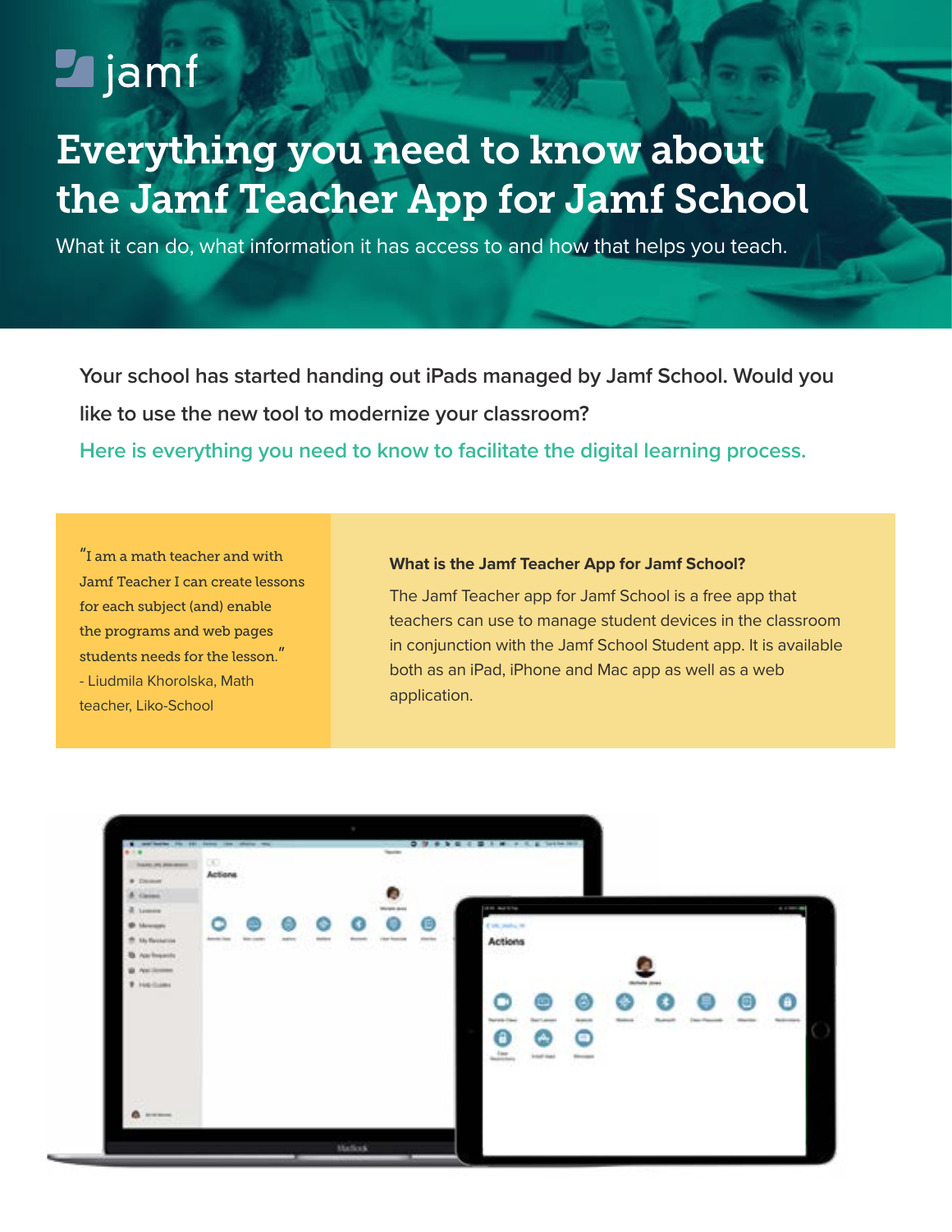jamf

# Everything you need to know about the Jamf Teacher App for Jamf School

What it can do, what information it has access to and how that helps you teach.

**Your school has started handing out iPads managed by Jamf School. Would you like to use the new tool to modernize your classroom?**

Here is everything you need to know to facilitate the digital learning process.

"I am a math teacher and with Jamf Teacher I can create lessons for each subject (and) enable the programs and web pages students needs for the lesson."
- Liudmila Khorolska, Math teacher, Liko-School

### What is the Jamf Teacher App for Jamf School?

The Jamf Teacher app for Jamf School is a free app that teachers can use to manage student devices in the classroom in conjunction with the Jamf School Student app. It is available both as an iPad, iPhone and Mac app as well as a web application.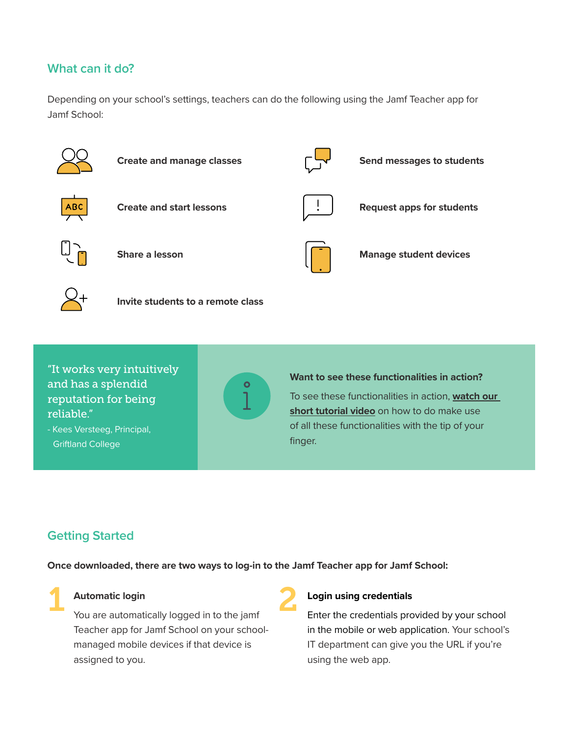## What can it do?

Depending on your school's settings, teachers can do the following using the Jamf Teacher app for Jamf School:

- **Create and manage classes**
- **Send messages to students**
- **Create and start lessons**
- **Request apps for students**
- **Share a lesson**
- **Manage student devices**
- **Invite students to a remote class**

"It works very intuitively and has a splendid reputation for being reliable."

- Kees Versteeg, Principal, Griftland College

**Want to see these functionalities in action?**

To see these functionalities in action, **watch our short tutorial video** on how to do make use of all these functionalities with the tip of your finger.

## Getting Started

**Once downloaded, there are two ways to log-in to the Jamf Teacher app for Jamf School:**

**1 Automatic login**

You are automatically logged in to the jamf Teacher app for Jamf School on your school-managed mobile devices if that device is assigned to you.

**2 Login using credentials**

Enter the credentials provided by your school in the mobile or web application. Your school's IT department can give you the URL if you're using the web app.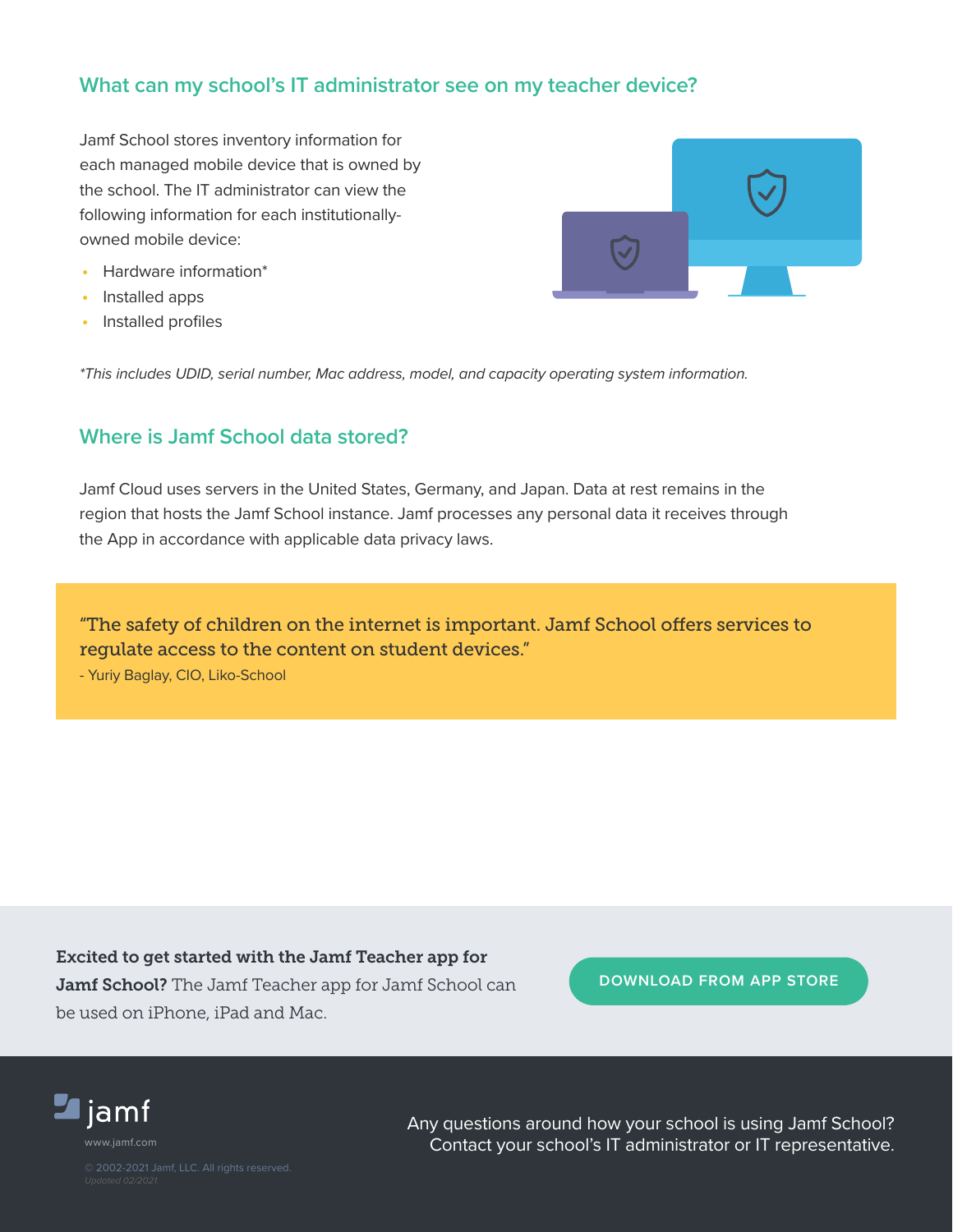## What can my school's IT administrator see on my teacher device?

Jamf School stores inventory information for each managed mobile device that is owned by the school. The IT administrator can view the following information for each institutionally-owned mobile device:

- Hardware information*
- Installed apps
- Installed profiles

*\*This includes UDID, serial number, Mac address, model, and capacity operating system information.*

## Where is Jamf School data stored?

Jamf Cloud uses servers in the United States, Germany, and Japan. Data at rest remains in the region that hosts the Jamf School instance. Jamf processes any personal data it receives through the App in accordance with applicable data privacy laws.

> "The safety of children on the internet is important. Jamf School offers services to regulate access to the content on student devices."
>
> \- Yuriy Baglay, CIO, Liko-School

**Excited to get started with the Jamf Teacher app for Jamf School?** The Jamf Teacher app for Jamf School can be used on iPhone, iPad and Mac.

DOWNLOAD FROM APP STORE

jamf

www.jamf.com

© 2002-2021 Jamf, LLC. All rights reserved.

*Updated 02/2021*

Any questions around how your school is using Jamf School? Contact your school's IT administrator or IT representative.